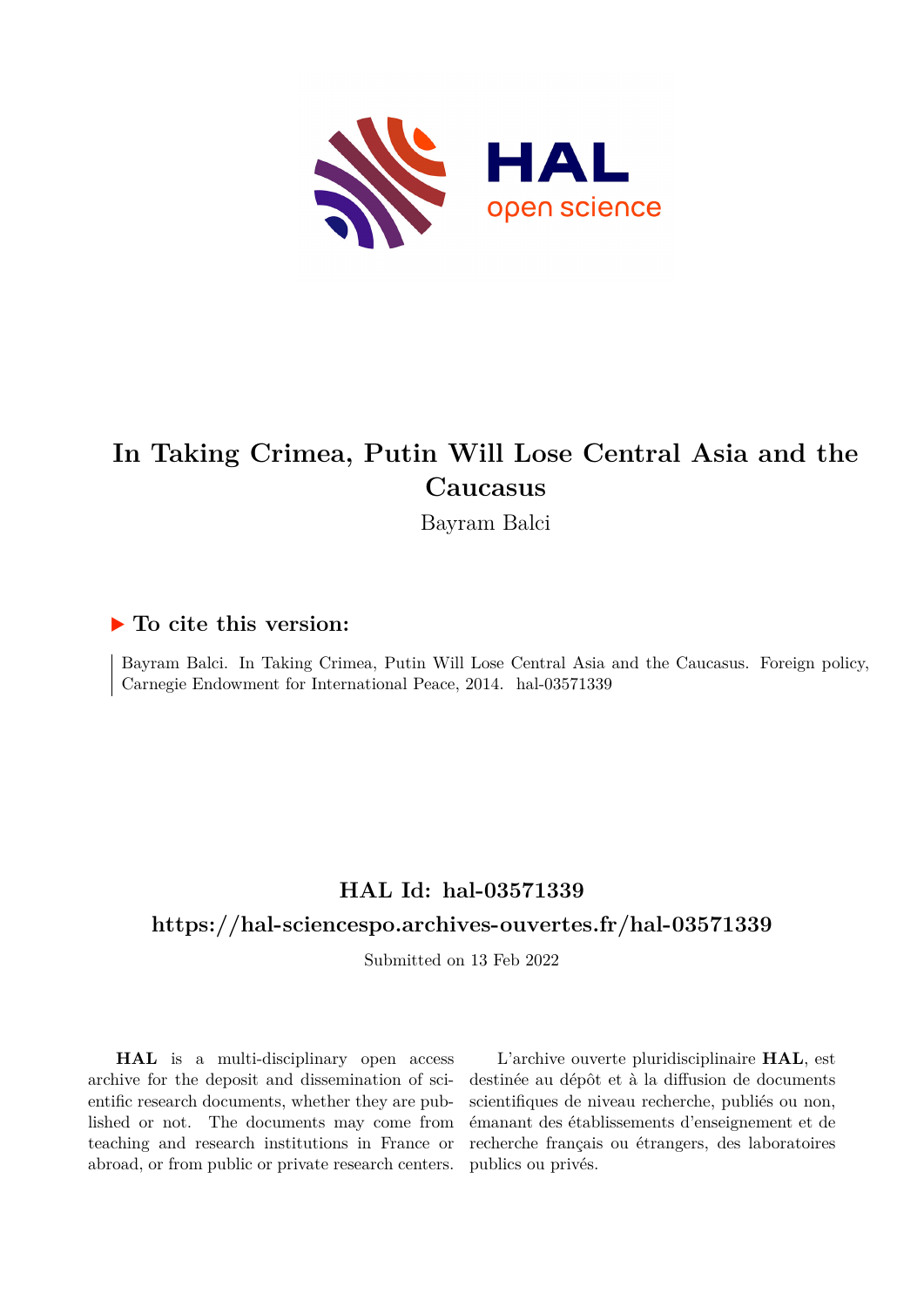# In Taking Crimea, Putin Will Lose Central Asia and the Caucasus

Bayram Balci

## ▶ To cite this version:

Bayram Balci. In Taking Crimea, Putin Will Lose Central Asia and the Caucasus. Foreign policy, Carnegie Endowment for International Peace, 2014. hal-03571339

## HAL Id: hal-03571339

## https://hal-sciencespo.archives-ouvertes.fr/hal-03571339

Submitted on 13 Feb 2022

**HAL** is a multi-disciplinary open access archive for the deposit and dissemination of scientific research documents, whether they are published or not. The documents may come from teaching and research institutions in France or abroad, or from public or private research centers.

L'archive ouverte pluridisciplinaire **HAL**, est destinée au dépôt et à la diffusion de documents scientifiques de niveau recherche, publiés ou non, émanant des établissements d'enseignement et de recherche français ou étrangers, des laboratoires publics ou privés.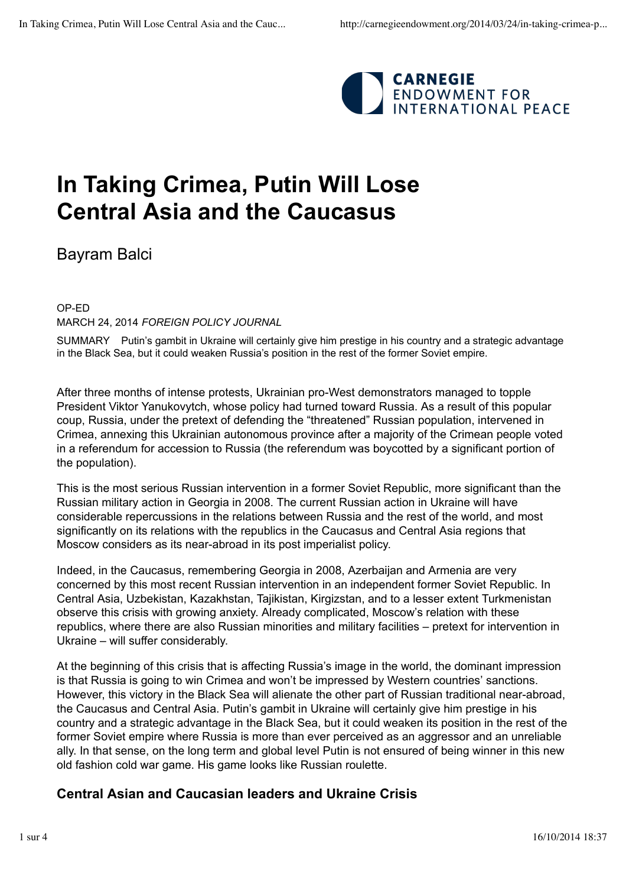# In Taking Crimea, Putin Will Lose Central Asia and the Caucasus

Bayram Balci

OP-ED

MARCH 24, 2014 *FOREIGN POLICY JOURNAL*

SUMMARY Putin's gambit in Ukraine will certainly give him prestige in his country and a strategic advantage in the Black Sea, but it could weaken Russia's position in the rest of the former Soviet empire.

After three months of intense protests, Ukrainian pro-West demonstrators managed to topple President Viktor Yanukovytch, whose policy had turned toward Russia. As a result of this popular coup, Russia, under the pretext of defending the "threatened" Russian population, intervened in Crimea, annexing this Ukrainian autonomous province after a majority of the Crimean people voted in a referendum for accession to Russia (the referendum was boycotted by a significant portion of the population).

This is the most serious Russian intervention in a former Soviet Republic, more significant than the Russian military action in Georgia in 2008. The current Russian action in Ukraine will have considerable repercussions in the relations between Russia and the rest of the world, and most significantly on its relations with the republics in the Caucasus and Central Asia regions that Moscow considers as its near-abroad in its post imperialist policy.

Indeed, in the Caucasus, remembering Georgia in 2008, Azerbaijan and Armenia are very concerned by this most recent Russian intervention in an independent former Soviet Republic. In Central Asia, Uzbekistan, Kazakhstan, Tajikistan, Kirgizstan, and to a lesser extent Turkmenistan observe this crisis with growing anxiety. Already complicated, Moscow's relation with these republics, where there are also Russian minorities and military facilities – pretext for intervention in Ukraine – will suffer considerably.

At the beginning of this crisis that is affecting Russia's image in the world, the dominant impression is that Russia is going to win Crimea and won't be impressed by Western countries' sanctions. However, this victory in the Black Sea will alienate the other part of Russian traditional near-abroad, the Caucasus and Central Asia. Putin's gambit in Ukraine will certainly give him prestige in his country and a strategic advantage in the Black Sea, but it could weaken its position in the rest of the former Soviet empire where Russia is more than ever perceived as an aggressor and an unreliable ally. In that sense, on the long term and global level Putin is not ensured of being winner in this new old fashion cold war game. His game looks like Russian roulette.

## Central Asian and Caucasian leaders and Ukraine Crisis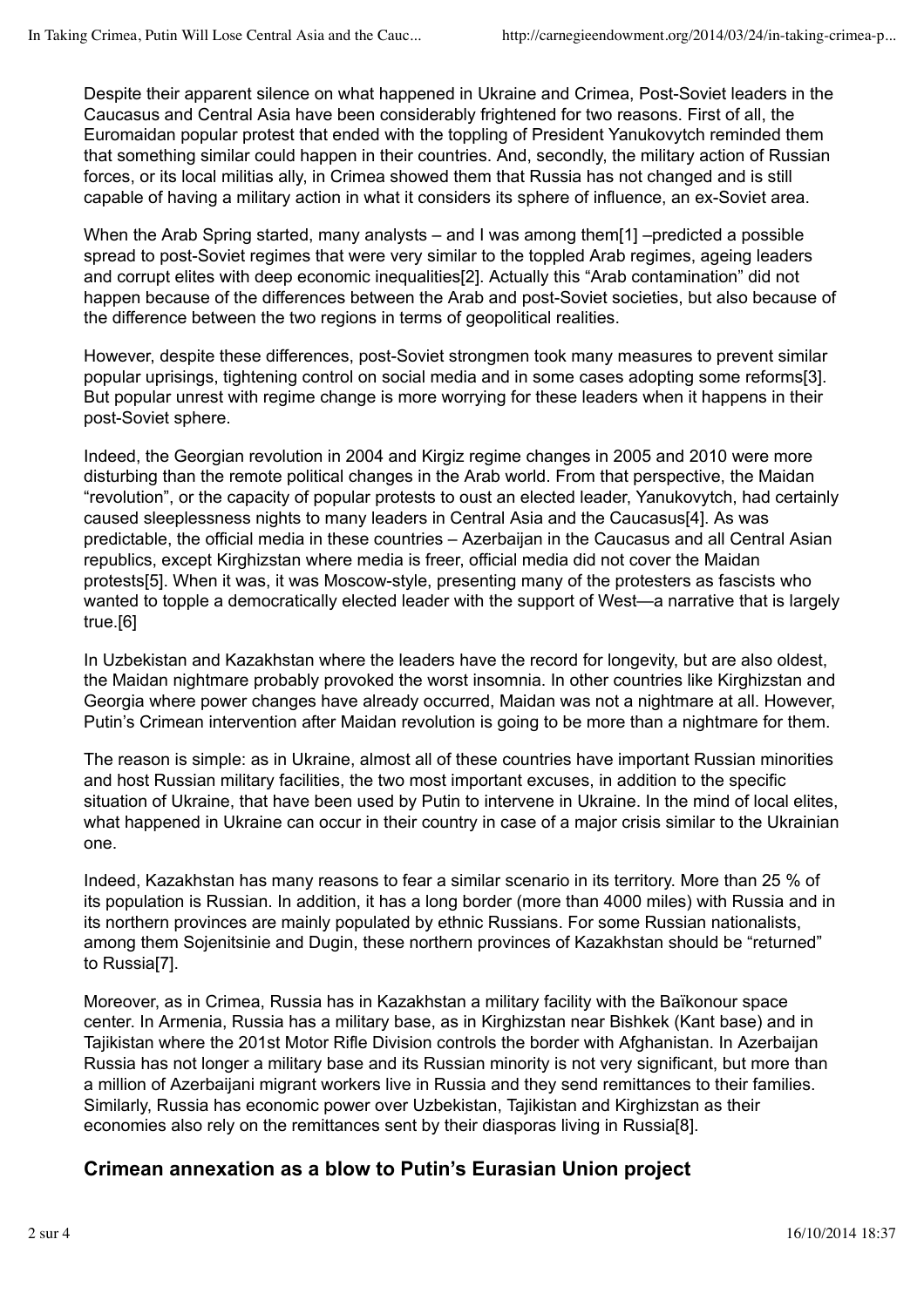Despite their apparent silence on what happened in Ukraine and Crimea, Post-Soviet leaders in the Caucasus and Central Asia have been considerably frightened for two reasons. First of all, the Euromaidan popular protest that ended with the toppling of President Yanukovytch reminded them that something similar could happen in their countries. And, secondly, the military action of Russian forces, or its local militias ally, in Crimea showed them that Russia has not changed and is still capable of having a military action in what it considers its sphere of influence, an ex-Soviet area.

When the Arab Spring started, many analysts – and I was among them[1] –predicted a possible spread to post-Soviet regimes that were very similar to the toppled Arab regimes, ageing leaders and corrupt elites with deep economic inequalities[2]. Actually this "Arab contamination" did not happen because of the differences between the Arab and post-Soviet societies, but also because of the difference between the two regions in terms of geopolitical realities.

However, despite these differences, post-Soviet strongmen took many measures to prevent similar popular uprisings, tightening control on social media and in some cases adopting some reforms[3]. But popular unrest with regime change is more worrying for these leaders when it happens in their post-Soviet sphere.

Indeed, the Georgian revolution in 2004 and Kirgiz regime changes in 2005 and 2010 were more disturbing than the remote political changes in the Arab world. From that perspective, the Maidan "revolution", or the capacity of popular protests to oust an elected leader, Yanukovytch, had certainly caused sleeplessness nights to many leaders in Central Asia and the Caucasus[4]. As was predictable, the official media in these countries – Azerbaijan in the Caucasus and all Central Asian republics, except Kirghizstan where media is freer, official media did not cover the Maidan protests[5]. When it was, it was Moscow-style, presenting many of the protesters as fascists who wanted to topple a democratically elected leader with the support of West—a narrative that is largely true.[6]

In Uzbekistan and Kazakhstan where the leaders have the record for longevity, but are also oldest, the Maidan nightmare probably provoked the worst insomnia. In other countries like Kirghizstan and Georgia where power changes have already occurred, Maidan was not a nightmare at all. However, Putin's Crimean intervention after Maidan revolution is going to be more than a nightmare for them.

The reason is simple: as in Ukraine, almost all of these countries have important Russian minorities and host Russian military facilities, the two most important excuses, in addition to the specific situation of Ukraine, that have been used by Putin to intervene in Ukraine. In the mind of local elites, what happened in Ukraine can occur in their country in case of a major crisis similar to the Ukrainian one.

Indeed, Kazakhstan has many reasons to fear a similar scenario in its territory. More than 25 % of its population is Russian. In addition, it has a long border (more than 4000 miles) with Russia and in its northern provinces are mainly populated by ethnic Russians. For some Russian nationalists, among them Sojenitsinie and Dugin, these northern provinces of Kazakhstan should be "returned" to Russia[7].

Moreover, as in Crimea, Russia has in Kazakhstan a military facility with the Baïkonour space center. In Armenia, Russia has a military base, as in Kirghizstan near Bishkek (Kant base) and in Tajikistan where the 201st Motor Rifle Division controls the border with Afghanistan. In Azerbaijan Russia has not longer a military base and its Russian minority is not very significant, but more than a million of Azerbaijani migrant workers live in Russia and they send remittances to their families. Similarly, Russia has economic power over Uzbekistan, Tajikistan and Kirghizstan as their economies also rely on the remittances sent by their diasporas living in Russia[8].

## Crimean annexation as a blow to Putin's Eurasian Union project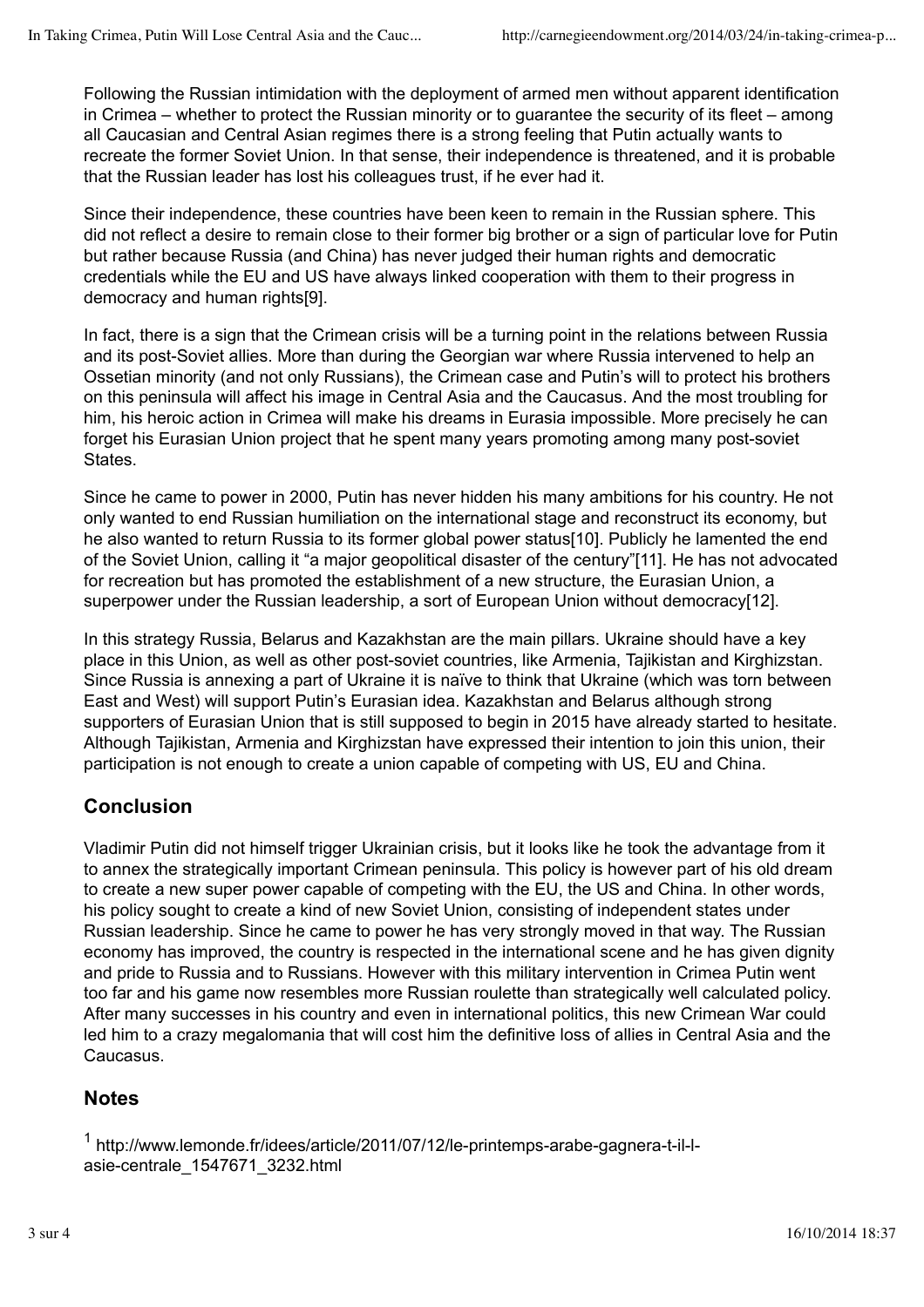Following the Russian intimidation with the deployment of armed men without apparent identification in Crimea – whether to protect the Russian minority or to guarantee the security of its fleet – among all Caucasian and Central Asian regimes there is a strong feeling that Putin actually wants to recreate the former Soviet Union. In that sense, their independence is threatened, and it is probable that the Russian leader has lost his colleagues trust, if he ever had it.

Since their independence, these countries have been keen to remain in the Russian sphere. This did not reflect a desire to remain close to their former big brother or a sign of particular love for Putin but rather because Russia (and China) has never judged their human rights and democratic credentials while the EU and US have always linked cooperation with them to their progress in democracy and human rights[9].

In fact, there is a sign that the Crimean crisis will be a turning point in the relations between Russia and its post-Soviet allies. More than during the Georgian war where Russia intervened to help an Ossetian minority (and not only Russians), the Crimean case and Putin's will to protect his brothers on this peninsula will affect his image in Central Asia and the Caucasus. And the most troubling for him, his heroic action in Crimea will make his dreams in Eurasia impossible. More precisely he can forget his Eurasian Union project that he spent many years promoting among many post-soviet States.

Since he came to power in 2000, Putin has never hidden his many ambitions for his country. He not only wanted to end Russian humiliation on the international stage and reconstruct its economy, but he also wanted to return Russia to its former global power status[10]. Publicly he lamented the end of the Soviet Union, calling it "a major geopolitical disaster of the century"[11]. He has not advocated for recreation but has promoted the establishment of a new structure, the Eurasian Union, a superpower under the Russian leadership, a sort of European Union without democracy[12].

In this strategy Russia, Belarus and Kazakhstan are the main pillars. Ukraine should have a key place in this Union, as well as other post-soviet countries, like Armenia, Tajikistan and Kirghizstan. Since Russia is annexing a part of Ukraine it is naïve to think that Ukraine (which was torn between East and West) will support Putin's Eurasian idea. Kazakhstan and Belarus although strong supporters of Eurasian Union that is still supposed to begin in 2015 have already started to hesitate. Although Tajikistan, Armenia and Kirghizstan have expressed their intention to join this union, their participation is not enough to create a union capable of competing with US, EU and China.

## Conclusion

Vladimir Putin did not himself trigger Ukrainian crisis, but it looks like he took the advantage from it to annex the strategically important Crimean peninsula. This policy is however part of his old dream to create a new super power capable of competing with the EU, the US and China. In other words, his policy sought to create a kind of new Soviet Union, consisting of independent states under Russian leadership. Since he came to power he has very strongly moved in that way. The Russian economy has improved, the country is respected in the international scene and he has given dignity and pride to Russia and to Russians. However with this military intervention in Crimea Putin went too far and his game now resembles more Russian roulette than strategically well calculated policy. After many successes in his country and even in international politics, this new Crimean War could led him to a crazy megalomania that will cost him the definitive loss of allies in Central Asia and the Caucasus.

## Notes

[1] http://www.lemonde.fr/idees/article/2011/07/12/le-printemps-arabe-gagnera-t-il-l-asie-centrale_1547671_3232.html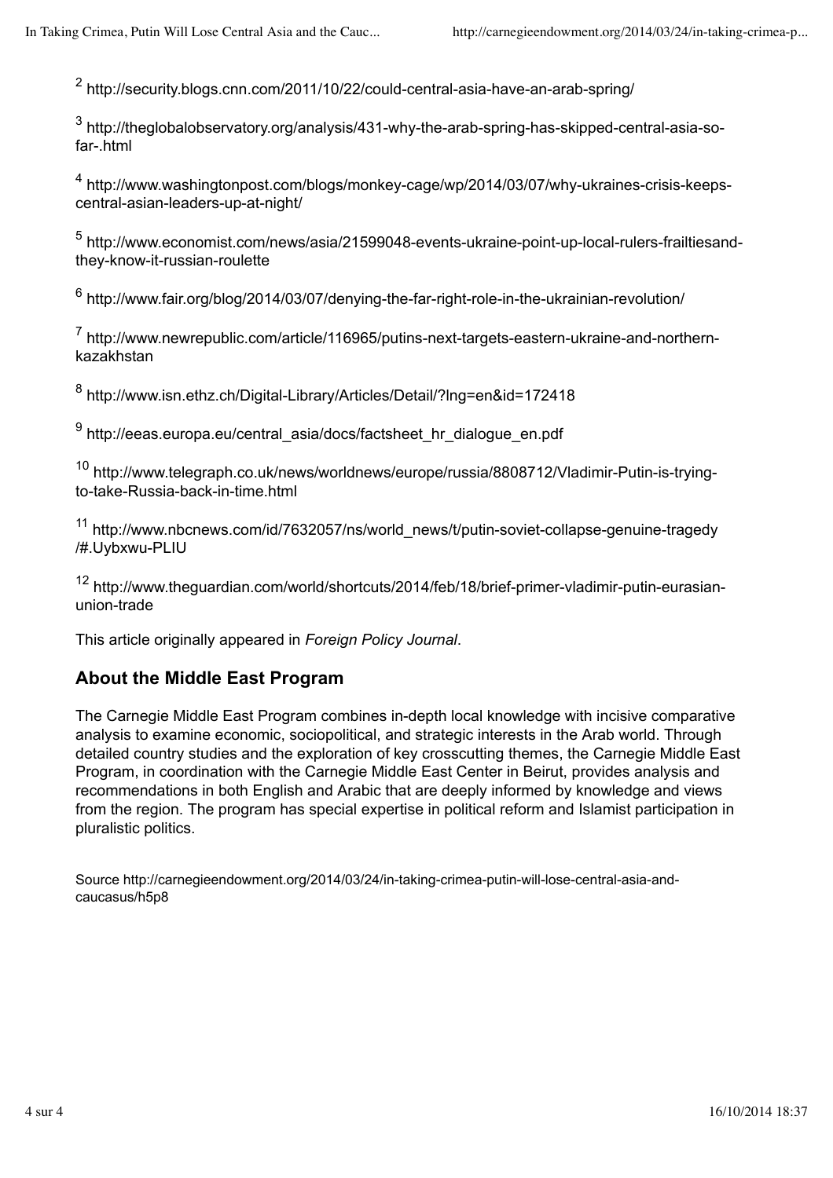[2] http://security.blogs.cnn.com/2011/10/22/could-central-asia-have-an-arab-spring/

[3] http://theglobalobservatory.org/analysis/431-why-the-arab-spring-has-skipped-central-asia-so-far-.html

[4] http://www.washingtonpost.com/blogs/monkey-cage/wp/2014/03/07/why-ukraines-crisis-keeps-central-asian-leaders-up-at-night/

[5] http://www.economist.com/news/asia/21599048-events-ukraine-point-up-local-rulers-frailtiesand-they-know-it-russian-roulette

[6] http://www.fair.org/blog/2014/03/07/denying-the-far-right-role-in-the-ukrainian-revolution/

[7] http://www.newrepublic.com/article/116965/putins-next-targets-eastern-ukraine-and-northern-kazakhstan

[8] http://www.isn.ethz.ch/Digital-Library/Articles/Detail/?lng=en&id=172418

[9] http://eeas.europa.eu/central_asia/docs/factsheet_hr_dialogue_en.pdf

[10] http://www.telegraph.co.uk/news/worldnews/europe/russia/8808712/Vladimir-Putin-is-trying-to-take-Russia-back-in-time.html

[11] http://www.nbcnews.com/id/7632057/ns/world_news/t/putin-soviet-collapse-genuine-tragedy/#.Uybxwu-PLIU

[12] http://www.theguardian.com/world/shortcuts/2014/feb/18/brief-primer-vladimir-putin-eurasian-union-trade

This article originally appeared in *Foreign Policy Journal*.

## About the Middle East Program

The Carnegie Middle East Program combines in-depth local knowledge with incisive comparative analysis to examine economic, sociopolitical, and strategic interests in the Arab world. Through detailed country studies and the exploration of key crosscutting themes, the Carnegie Middle East Program, in coordination with the Carnegie Middle East Center in Beirut, provides analysis and recommendations in both English and Arabic that are deeply informed by knowledge and views from the region. The program has special expertise in political reform and Islamist participation in pluralistic politics.

Source http://carnegieendowment.org/2014/03/24/in-taking-crimea-putin-will-lose-central-asia-and-caucasus/h5p8